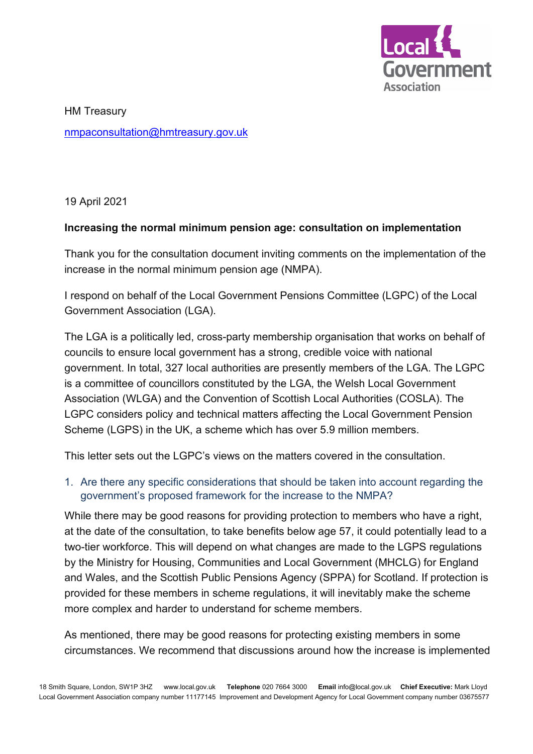HM Treasury

nmpaconsultation@hmtreasury.gov.uk

19 April 2021

**Increasing the normal minimum pension age: consultation on implementation**

Thank you for the consultation document inviting comments on the implementation of the increase in the normal minimum pension age (NMPA).

I respond on behalf of the Local Government Pensions Committee (LGPC) of the Local Government Association (LGA).

The LGA is a politically led, cross-party membership organisation that works on behalf of councils to ensure local government has a strong, credible voice with national government. In total, 327 local authorities are presently members of the LGA. The LGPC is a committee of councillors constituted by the LGA, the Welsh Local Government Association (WLGA) and the Convention of Scottish Local Authorities (COSLA). The LGPC considers policy and technical matters affecting the Local Government Pension Scheme (LGPS) in the UK, a scheme which has over 5.9 million members.

This letter sets out the LGPC's views on the matters covered in the consultation.

1. Are there any specific considerations that should be taken into account regarding the government's proposed framework for the increase to the NMPA?

While there may be good reasons for providing protection to members who have a right, at the date of the consultation, to take benefits below age 57, it could potentially lead to a two-tier workforce. This will depend on what changes are made to the LGPS regulations by the Ministry for Housing, Communities and Local Government (MHCLG) for England and Wales, and the Scottish Public Pensions Agency (SPPA) for Scotland. If protection is provided for these members in scheme regulations, it will inevitably make the scheme more complex and harder to understand for scheme members.

As mentioned, there may be good reasons for protecting existing members in some circumstances. We recommend that discussions around how the increase is implemented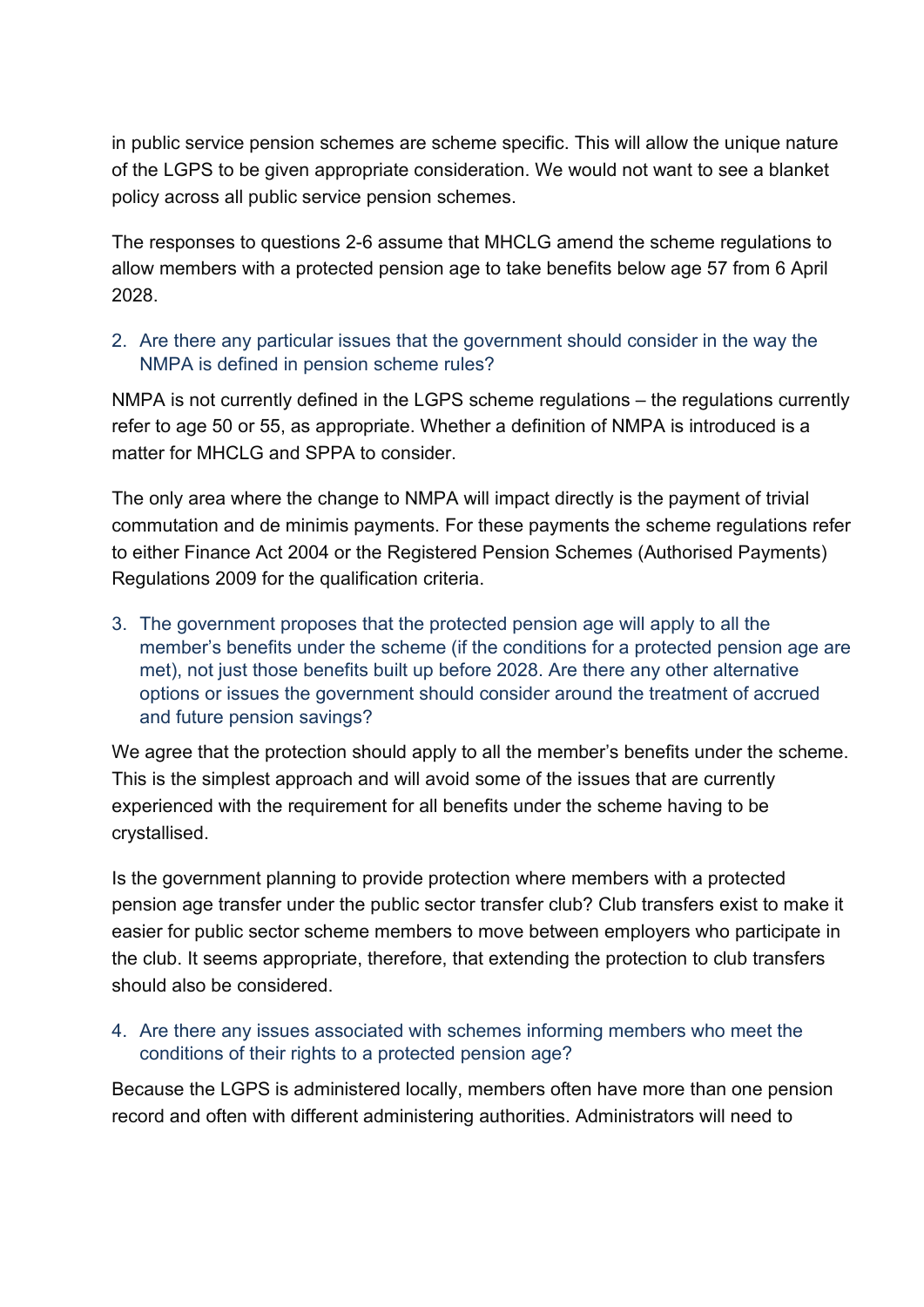in public service pension schemes are scheme specific. This will allow the unique nature of the LGPS to be given appropriate consideration. We would not want to see a blanket policy across all public service pension schemes.

The responses to questions 2-6 assume that MHCLG amend the scheme regulations to allow members with a protected pension age to take benefits below age 57 from 6 April 2028.

2. Are there any particular issues that the government should consider in the way the NMPA is defined in pension scheme rules?

NMPA is not currently defined in the LGPS scheme regulations – the regulations currently refer to age 50 or 55, as appropriate. Whether a definition of NMPA is introduced is a matter for MHCLG and SPPA to consider.

The only area where the change to NMPA will impact directly is the payment of trivial commutation and de minimis payments. For these payments the scheme regulations refer to either Finance Act 2004 or the Registered Pension Schemes (Authorised Payments) Regulations 2009 for the qualification criteria.

3. The government proposes that the protected pension age will apply to all the member's benefits under the scheme (if the conditions for a protected pension age are met), not just those benefits built up before 2028. Are there any other alternative options or issues the government should consider around the treatment of accrued and future pension savings?

We agree that the protection should apply to all the member's benefits under the scheme. This is the simplest approach and will avoid some of the issues that are currently experienced with the requirement for all benefits under the scheme having to be crystallised.

Is the government planning to provide protection where members with a protected pension age transfer under the public sector transfer club? Club transfers exist to make it easier for public sector scheme members to move between employers who participate in the club. It seems appropriate, therefore, that extending the protection to club transfers should also be considered.

4. Are there any issues associated with schemes informing members who meet the conditions of their rights to a protected pension age?

Because the LGPS is administered locally, members often have more than one pension record and often with different administering authorities. Administrators will need to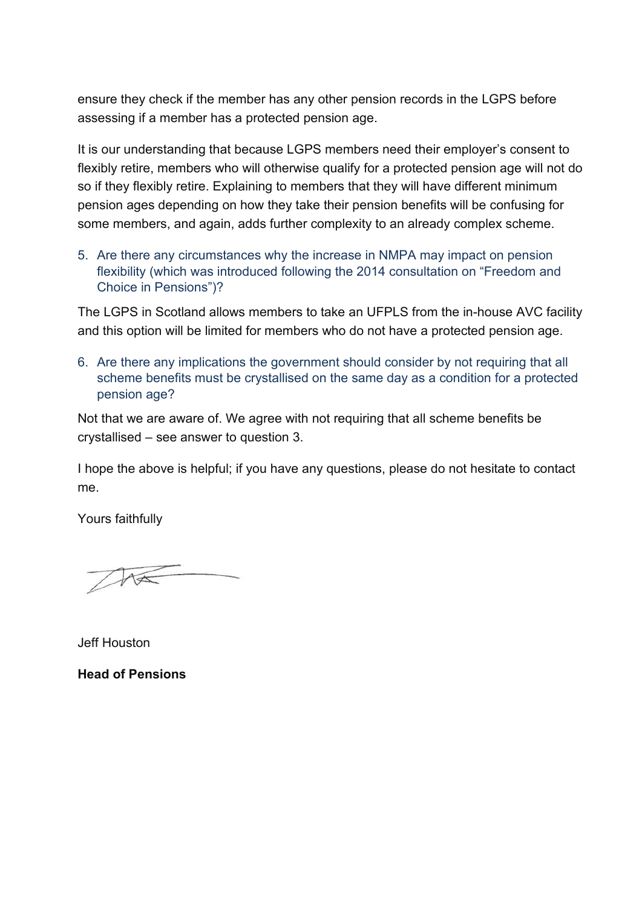ensure they check if the member has any other pension records in the LGPS before assessing if a member has a protected pension age.

It is our understanding that because LGPS members need their employer's consent to flexibly retire, members who will otherwise qualify for a protected pension age will not do so if they flexibly retire. Explaining to members that they will have different minimum pension ages depending on how they take their pension benefits will be confusing for some members, and again, adds further complexity to an already complex scheme.

5. Are there any circumstances why the increase in NMPA may impact on pension flexibility (which was introduced following the 2014 consultation on "Freedom and Choice in Pensions")?

The LGPS in Scotland allows members to take an UFPLS from the in-house AVC facility and this option will be limited for members who do not have a protected pension age.

6. Are there any implications the government should consider by not requiring that all scheme benefits must be crystallised on the same day as a condition for a protected pension age?

Not that we are aware of. We agree with not requiring that all scheme benefits be crystallised – see answer to question 3.

I hope the above is helpful; if you have any questions, please do not hesitate to contact me.

Yours faithfully

Jeff Houston

**Head of Pensions**